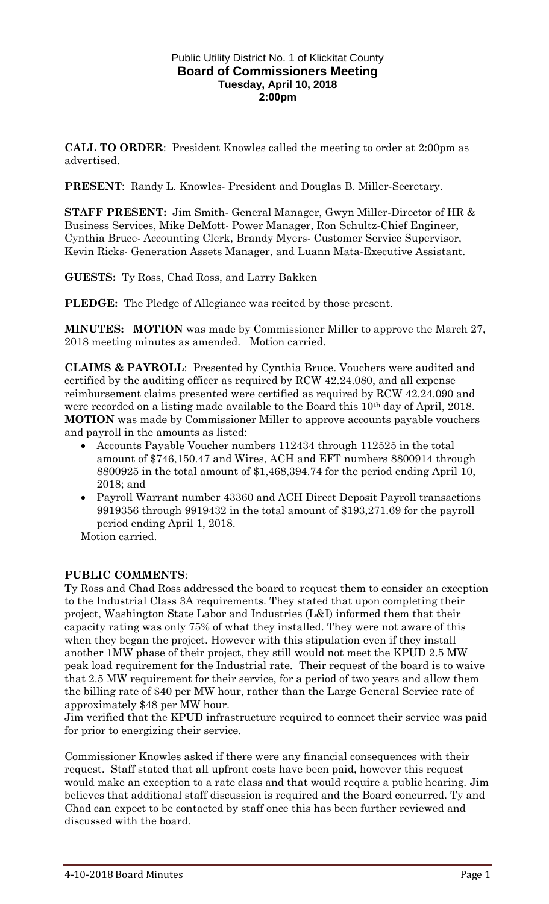Public Utility District No. 1 of Klickitat County
**Board of Commissioners Meeting**
**Tuesday, April 10, 2018**
**2:00pm**

**CALL TO ORDER**: President Knowles called the meeting to order at 2:00pm as advertised.

**PRESENT**: Randy L. Knowles- President and Douglas B. Miller-Secretary.

**STAFF PRESENT:** Jim Smith- General Manager, Gwyn Miller-Director of HR & Business Services, Mike DeMott- Power Manager, Ron Schultz-Chief Engineer, Cynthia Bruce- Accounting Clerk, Brandy Myers- Customer Service Supervisor, Kevin Ricks- Generation Assets Manager, and Luann Mata-Executive Assistant.

**GUESTS:** Ty Ross, Chad Ross, and Larry Bakken

**PLEDGE:** The Pledge of Allegiance was recited by those present.

**MINUTES: MOTION** was made by Commissioner Miller to approve the March 27, 2018 meeting minutes as amended. Motion carried.

**CLAIMS & PAYROLL**: Presented by Cynthia Bruce. Vouchers were audited and certified by the auditing officer as required by RCW 42.24.080, and all expense reimbursement claims presented were certified as required by RCW 42.24.090 and were recorded on a listing made available to the Board this 10th day of April, 2018. **MOTION** was made by Commissioner Miller to approve accounts payable vouchers and payroll in the amounts as listed:

- Accounts Payable Voucher numbers 112434 through 112525 in the total amount of $746,150.47 and Wires, ACH and EFT numbers 8800914 through 8800925 in the total amount of $1,468,394.74 for the period ending April 10, 2018; and
- Payroll Warrant number 43360 and ACH Direct Deposit Payroll transactions 9919356 through 9919432 in the total amount of $193,271.69 for the payroll period ending April 1, 2018.

Motion carried.

**PUBLIC COMMENTS**:

Ty Ross and Chad Ross addressed the board to request them to consider an exception to the Industrial Class 3A requirements. They stated that upon completing their project, Washington State Labor and Industries (L&I) informed them that their capacity rating was only 75% of what they installed. They were not aware of this when they began the project. However with this stipulation even if they install another 1MW phase of their project, they still would not meet the KPUD 2.5 MW peak load requirement for the Industrial rate. Their request of the board is to waive that 2.5 MW requirement for their service, for a period of two years and allow them the billing rate of $40 per MW hour, rather than the Large General Service rate of approximately $48 per MW hour.

Jim verified that the KPUD infrastructure required to connect their service was paid for prior to energizing their service.

Commissioner Knowles asked if there were any financial consequences with their request. Staff stated that all upfront costs have been paid, however this request would make an exception to a rate class and that would require a public hearing. Jim believes that additional staff discussion is required and the Board concurred. Ty and Chad can expect to be contacted by staff once this has been further reviewed and discussed with the board.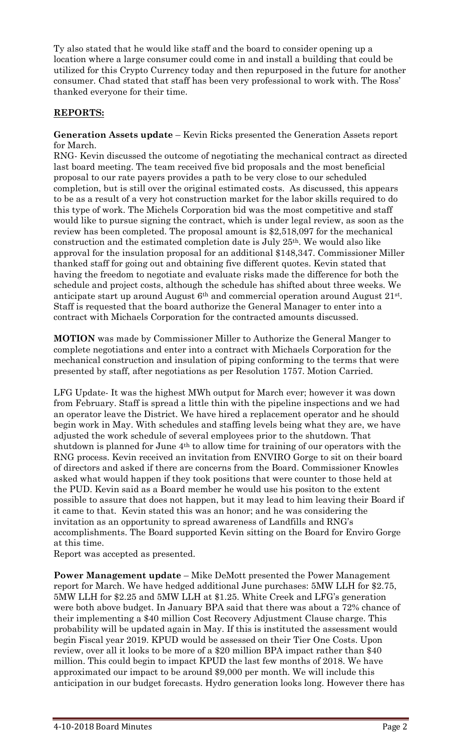Ty also stated that he would like staff and the board to consider opening up a location where a large consumer could come in and install a building that could be utilized for this Crypto Currency today and then repurposed in the future for another consumer. Chad stated that staff has been very professional to work with. The Ross' thanked everyone for their time.

## REPORTS:

**Generation Assets update** – Kevin Ricks presented the Generation Assets report for March.

RNG- Kevin discussed the outcome of negotiating the mechanical contract as directed last board meeting. The team received five bid proposals and the most beneficial proposal to our rate payers provides a path to be very close to our scheduled completion, but is still over the original estimated costs. As discussed, this appears to be as a result of a very hot construction market for the labor skills required to do this type of work. The Michels Corporation bid was the most competitive and staff would like to pursue signing the contract, which is under legal review, as soon as the review has been completed. The proposal amount is $2,518,097 for the mechanical construction and the estimated completion date is July 25th. We would also like approval for the insulation proposal for an additional $148,347. Commissioner Miller thanked staff for going out and obtaining five different quotes. Kevin stated that having the freedom to negotiate and evaluate risks made the difference for both the schedule and project costs, although the schedule has shifted about three weeks. We anticipate start up around August 6th and commercial operation around August 21st. Staff is requested that the board authorize the General Manager to enter into a contract with Michaels Corporation for the contracted amounts discussed.

**MOTION** was made by Commissioner Miller to Authorize the General Manger to complete negotiations and enter into a contract with Michaels Corporation for the mechanical construction and insulation of piping conforming to the terms that were presented by staff, after negotiations as per Resolution 1757. Motion Carried.

LFG Update- It was the highest MWh output for March ever; however it was down from February. Staff is spread a little thin with the pipeline inspections and we had an operator leave the District. We have hired a replacement operator and he should begin work in May. With schedules and staffing levels being what they are, we have adjusted the work schedule of several employees prior to the shutdown. That shutdown is planned for June 4th to allow time for training of our operators with the RNG process. Kevin received an invitation from ENVIRO Gorge to sit on their board of directors and asked if there are concerns from the Board. Commissioner Knowles asked what would happen if they took positions that were counter to those held at the PUD. Kevin said as a Board member he would use his positon to the extent possible to assure that does not happen, but it may lead to him leaving their Board if it came to that. Kevin stated this was an honor; and he was considering the invitation as an opportunity to spread awareness of Landfills and RNG's accomplishments. The Board supported Kevin sitting on the Board for Enviro Gorge at this time.

Report was accepted as presented.

**Power Management update** – Mike DeMott presented the Power Management report for March. We have hedged additional June purchases: 5MW LLH for $2.75, 5MW LLH for $2.25 and 5MW LLH at $1.25. White Creek and LFG's generation were both above budget. In January BPA said that there was about a 72% chance of their implementing a $40 million Cost Recovery Adjustment Clause charge. This probability will be updated again in May. If this is instituted the assessment would begin Fiscal year 2019. KPUD would be assessed on their Tier One Costs. Upon review, over all it looks to be more of a $20 million BPA impact rather than $40 million. This could begin to impact KPUD the last few months of 2018. We have approximated our impact to be around $9,000 per month. We will include this anticipation in our budget forecasts. Hydro generation looks long. However there has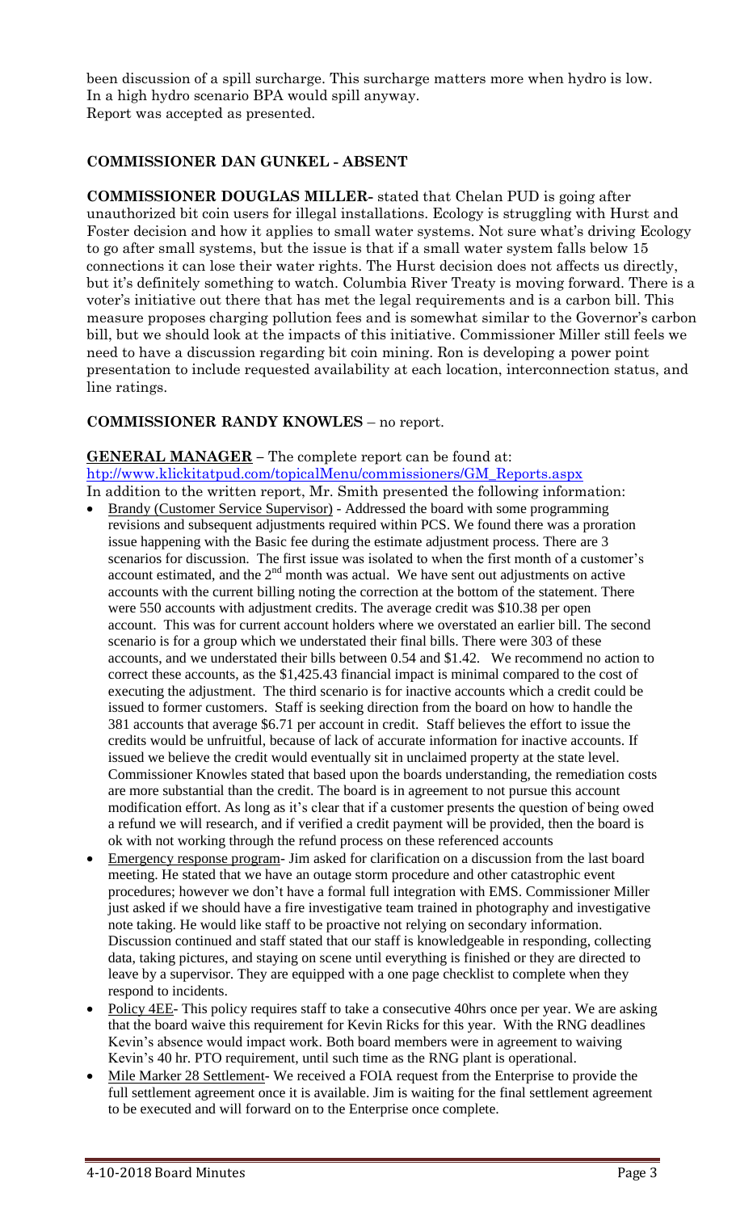been discussion of a spill surcharge. This surcharge matters more when hydro is low. In a high hydro scenario BPA would spill anyway.
Report was accepted as presented.

**COMMISSIONER DAN GUNKEL - ABSENT**

**COMMISSIONER DOUGLAS MILLER-** stated that Chelan PUD is going after unauthorized bit coin users for illegal installations. Ecology is struggling with Hurst and Foster decision and how it applies to small water systems. Not sure what's driving Ecology to go after small systems, but the issue is that if a small water system falls below 15 connections it can lose their water rights. The Hurst decision does not affects us directly, but it's definitely something to watch. Columbia River Treaty is moving forward. There is a voter's initiative out there that has met the legal requirements and is a carbon bill. This measure proposes charging pollution fees and is somewhat similar to the Governor's carbon bill, but we should look at the impacts of this initiative. Commissioner Miller still feels we need to have a discussion regarding bit coin mining. Ron is developing a power point presentation to include requested availability at each location, interconnection status, and line ratings.

**COMMISSIONER RANDY KNOWLES** – no report.

**GENERAL MANAGER** – The complete report can be found at:
http://www.klickitatpud.com/topicalMenu/commissioners/GM_Reports.aspx
In addition to the written report, Mr. Smith presented the following information:

- Brandy (Customer Service Supervisor) - Addressed the board with some programming revisions and subsequent adjustments required within PCS. We found there was a proration issue happening with the Basic fee during the estimate adjustment process. There are 3 scenarios for discussion. The first issue was isolated to when the first month of a customer's account estimated, and the 2nd month was actual. We have sent out adjustments on active accounts with the current billing noting the correction at the bottom of the statement. There were 550 accounts with adjustment credits. The average credit was $10.38 per open account. This was for current account holders where we overstated an earlier bill. The second scenario is for a group which we understated their final bills. There were 303 of these accounts, and we understated their bills between 0.54 and $1.42. We recommend no action to correct these accounts, as the $1,425.43 financial impact is minimal compared to the cost of executing the adjustment. The third scenario is for inactive accounts which a credit could be issued to former customers. Staff is seeking direction from the board on how to handle the 381 accounts that average $6.71 per account in credit. Staff believes the effort to issue the credits would be unfruitful, because of lack of accurate information for inactive accounts. If issued we believe the credit would eventually sit in unclaimed property at the state level. Commissioner Knowles stated that based upon the boards understanding, the remediation costs are more substantial than the credit. The board is in agreement to not pursue this account modification effort. As long as it's clear that if a customer presents the question of being owed a refund we will research, and if verified a credit payment will be provided, then the board is ok with not working through the refund process on these referenced accounts
- Emergency response program- Jim asked for clarification on a discussion from the last board meeting. He stated that we have an outage storm procedure and other catastrophic event procedures; however we don't have a formal full integration with EMS. Commissioner Miller just asked if we should have a fire investigative team trained in photography and investigative note taking. He would like staff to be proactive not relying on secondary information. Discussion continued and staff stated that our staff is knowledgeable in responding, collecting data, taking pictures, and staying on scene until everything is finished or they are directed to leave by a supervisor. They are equipped with a one page checklist to complete when they respond to incidents.
- Policy 4EE- This policy requires staff to take a consecutive 40hrs once per year. We are asking that the board waive this requirement for Kevin Ricks for this year. With the RNG deadlines Kevin's absence would impact work. Both board members were in agreement to waiving Kevin's 40 hr. PTO requirement, until such time as the RNG plant is operational.
- Mile Marker 28 Settlement- We received a FOIA request from the Enterprise to provide the full settlement agreement once it is available. Jim is waiting for the final settlement agreement to be executed and will forward on to the Enterprise once complete.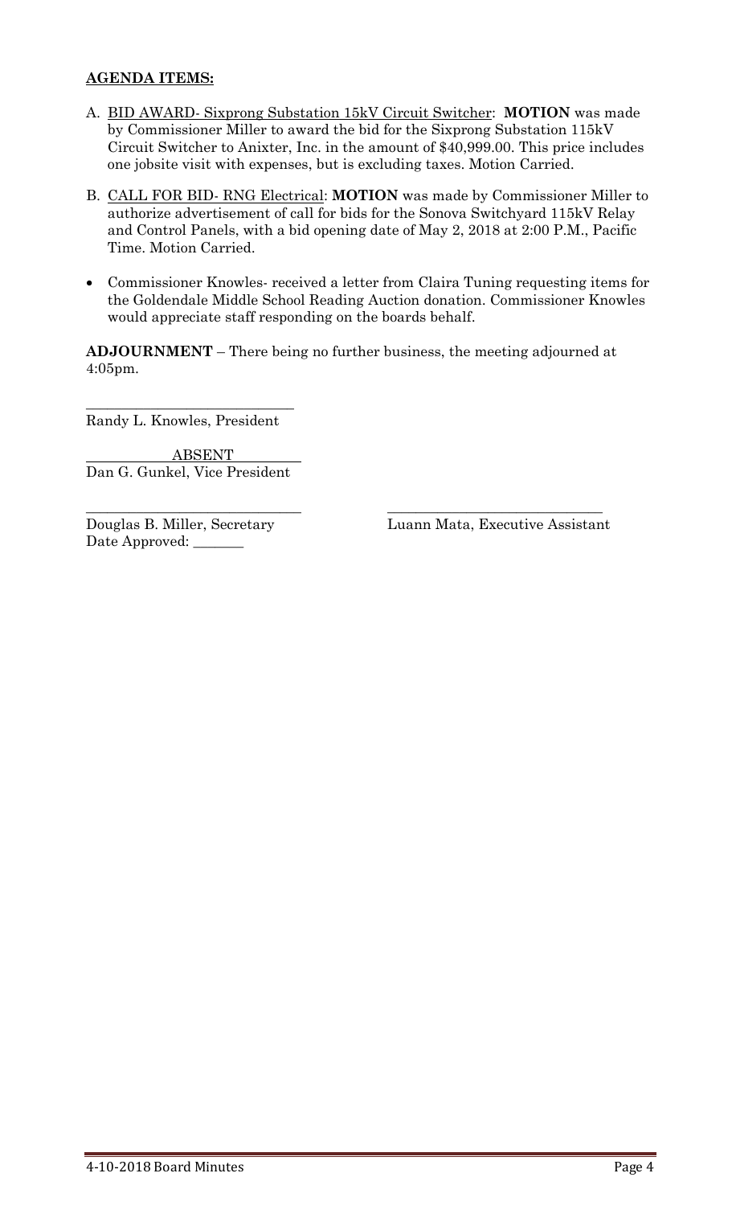**AGENDA ITEMS:**

A. BID AWARD- Sixprong Substation 15kV Circuit Switcher: **MOTION** was made by Commissioner Miller to award the bid for the Sixprong Substation 115kV Circuit Switcher to Anixter, Inc. in the amount of $40,999.00. This price includes one jobsite visit with expenses, but is excluding taxes. Motion Carried.

B. CALL FOR BID- RNG Electrical: **MOTION** was made by Commissioner Miller to authorize advertisement of call for bids for the Sonova Switchyard 115kV Relay and Control Panels, with a bid opening date of May 2, 2018 at 2:00 P.M., Pacific Time. Motion Carried.

- Commissioner Knowles- received a letter from Claira Tuning requesting items for the Goldendale Middle School Reading Auction donation. Commissioner Knowles would appreciate staff responding on the boards behalf.

**ADJOURNMENT** – There being no further business, the meeting adjourned at 4:05pm.

_____________________________
Randy L. Knowles, President

ABSENT
Dan G. Gunkel, Vice President

_____________________________
Douglas B. Miller, Secretary
Date Approved: _______

_____________________________
Luann Mata, Executive Assistant